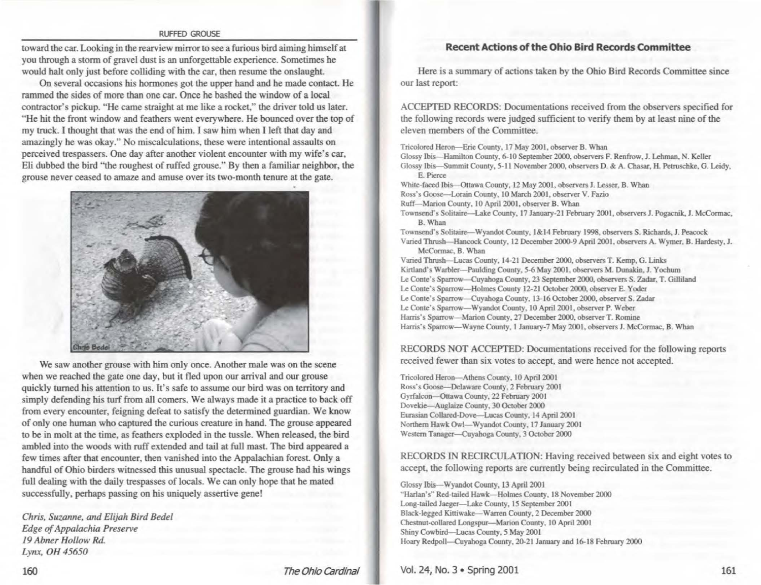toward the car. Looking in the rearview mirror to see a furious bird aiming himself at you through a storm of gravel dust is an unforgettable experience. Sometimes he would halt only just before colliding with the car, then resume the onslaught.

On several occasions his hormones got the upper hand and he made contact. He rammed the sides of more than one car. Once he bashed the window of a local contractor's pickup. "He came straight at me like a rocket," the driver told us later. "He hit the front window and feathers went everywhere. He bounced over the top of my truck. I thought that was the end of him. I saw him when I left that day and amazingly he was okay." No miscalculations, these were intentional assaults on perceived trespassers. One day after another violent encounter with my wife's car, Eli dubbed the bird "the roughest of ruffed grouse." By then a familiar neighbor, the grouse never ceased to amaze and amuse over its two-month tenure at the gate.

Chris Bedel

We saw another grouse with him only once. Another male was on the scene when we reached the gate one day, but it fled upon our arrival and our grouse quickly turned his attention to us. It's safe to assume our bird was on territory and simply defending his turf from all comers. We always made it a practice to back off from every encounter, feigning defeat to satisfy the determined guardian. We know of only one human who captured the curious creature in hand. The grouse appeared to be in molt at the time, as feathers exploded in the tussle. When released, the bird ambled into the woods with ruff extended and tail at full mast. The bird appeared a few times after that encounter, then vanished into the Appalachian forest. Only a handful of Ohio birders witnessed this unusual spectacle. The grouse had his wings full dealing with the daily trespasses of locals. We can only hope that he mated successfully, perhaps passing on his uniquely assertive gene!

*Chris, Suzanne, and Elijah Bird Bedel*
*Edge of Appalachia Preserve*
*19 Abner Hollow Rd.*
*Lynx, OH 45650*

## Recent Actions of the Ohio Bird Records Committee

Here is a summary of actions taken by the Ohio Bird Records Committee since our last report:

ACCEPTED RECORDS: Documentations received from the observers specified for the following records were judged sufficient to verify them by at least nine of the eleven members of the Committee.

Tricolored Heron—Erie County, 17 May 2001, observer B. Whan
Glossy Ibis—Hamilton County, 6-10 September 2000, observers F. Renfrow, J. Lehman, N. Keller
Glossy Ibis—Summit County, 5-11 November 2000, observers D. & A. Chasar, H. Petruschke, G. Leidy, E. Pierce
White-faced Ibis—Ottawa County, 12 May 2001, observers J. Lesser, B. Whan
Ross's Goose—Lorain County, 10 March 2001, observer V. Fazio
Ruff—Marion County, 10 April 2001, observer B. Whan
Townsend's Solitaire—Lake County, 17 January-21 February 2001, observers J. Pogacnik, J. McCormac, B. Whan
Townsend's Solitaire—Wyandot County, 1&14 February 1998, observers S. Richards, J. Peacock
Varied Thrush—Hancock County, 12 December 2000-9 April 2001, observers A. Wymer, B. Hardesty, J. McCormac, B. Whan
Varied Thrush—Lucas County, 14-21 December 2000, observers T. Kemp, G. Links
Kirtland's Warbler—Paulding County, 5-6 May 2001, observers M. Dunakin, J. Yochum
Le Conte's Sparrow—Cuyahoga County, 23 September 2000, observers S. Zadar, T. Gilliland
Le Conte's Sparrow—Holmes County 12-21 October 2000, observer E. Yoder
Le Conte's Sparrow—Cuyahoga County, 13-16 October 2000, observer S. Zadar
Le Conte's Sparrow—Wyandot County, 10 April 2001, observer P. Weber
Harris's Sparrow—Marion County, 27 December 2000, observer T. Romine
Harris's Sparrow—Wayne County, 1 January-7 May 2001, observers J. McCormac, B. Whan

RECORDS NOT ACCEPTED: Documentations received for the following reports received fewer than six votes to accept, and were hence not accepted.

Tricolored Heron—Athens County, 10 April 2001
Ross's Goose—Delaware County, 2 February 2001
Gyrfalcon—Ottawa County, 22 February 2001
Dovekie—Auglaize County, 30 October 2000
Eurasian Collared-Dove—Lucas County, 14 April 2001
Northern Hawk Owl—Wyandot County, 17 January 2001
Western Tanager—Cuyahoga County, 3 October 2000

RECORDS IN RECIRCULATION: Having received between six and eight votes to accept, the following reports are currently being recirculated in the Committee.

Glossy Ibis—Wyandot County, 13 April 2001
"Harlan's" Red-tailed Hawk—Holmes County, 18 November 2000
Long-tailed Jaeger—Lake County, 15 September 2001
Black-legged Kittiwake—Warren County, 2 December 2000
Chestnut-collared Longspur—Marion County, 10 April 2001
Shiny Cowbird—Lucas County, 5 May 2001
Hoary Redpoll—Cuyahoga County, 20-21 January and 16-18 February 2000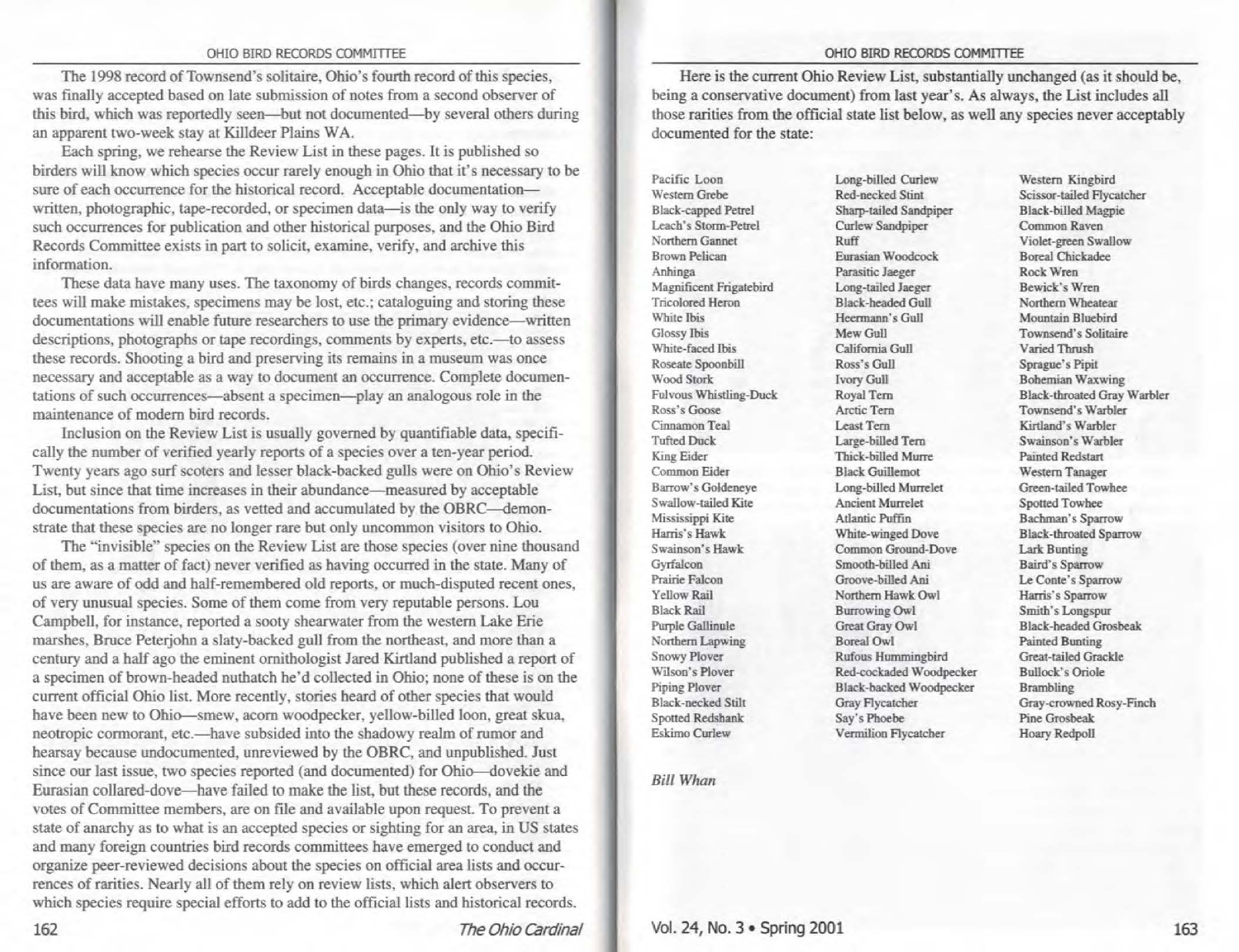The 1998 record of Townsend's solitaire, Ohio's fourth record of this species, was finally accepted based on late submission of notes from a second observer of this bird, which was reportedly seen—but not documented—by several others during an apparent two-week stay at Killdeer Plains WA.

Each spring, we rehearse the Review List in these pages. It is published so birders will know which species occur rarely enough in Ohio that it's necessary to be sure of each occurrence for the historical record. Acceptable documentation—written, photographic, tape-recorded, or specimen data—is the only way to verify such occurrences for publication and other historical purposes, and the Ohio Bird Records Committee exists in part to solicit, examine, verify, and archive this information.

These data have many uses. The taxonomy of birds changes, records committees will make mistakes, specimens may be lost, etc.; cataloguing and storing these documentations will enable future researchers to use the primary evidence—written descriptions, photographs or tape recordings, comments by experts, etc.—to assess these records. Shooting a bird and preserving its remains in a museum was once necessary and acceptable as a way to document an occurrence. Complete documentations of such occurrences—absent a specimen—play an analogous role in the maintenance of modern bird records.

Inclusion on the Review List is usually governed by quantifiable data, specifically the number of verified yearly reports of a species over a ten-year period. Twenty years ago surf scoters and lesser black-backed gulls were on Ohio's Review List, but since that time increases in their abundance—measured by acceptable documentations from birders, as vetted and accumulated by the OBRC—demonstrate that these species are no longer rare but only uncommon visitors to Ohio.

The "invisible" species on the Review List are those species (over nine thousand of them, as a matter of fact) never verified as having occurred in the state. Many of us are aware of odd and half-remembered old reports, or much-disputed recent ones, of very unusual species. Some of them come from very reputable persons. Lou Campbell, for instance, reported a sooty shearwater from the western Lake Erie marshes, Bruce Peterjohn a slaty-backed gull from the northeast, and more than a century and a half ago the eminent ornithologist Jared Kirtland published a report of a specimen of brown-headed nuthatch he'd collected in Ohio; none of these is on the current official Ohio list. More recently, stories heard of other species that would have been new to Ohio—smew, acorn woodpecker, yellow-billed loon, great skua, neotropic cormorant, etc.—have subsided into the shadowy realm of rumor and hearsay because undocumented, unreviewed by the OBRC, and unpublished. Just since our last issue, two species reported (and documented) for Ohio—dovekie and Eurasian collared-dove—have failed to make the list, but these records, and the votes of Committee members, are on file and available upon request. To prevent a state of anarchy as to what is an accepted species or sighting for an area, in US states and many foreign countries bird records committees have emerged to conduct and organize peer-reviewed decisions about the species on official area lists and occurrences of rarities. Nearly all of them rely on review lists, which alert observers to which species require special efforts to add to the official lists and historical records.

Here is the current Ohio Review List, substantially unchanged (as it should be, being a conservative document) from last year's. As always, the List includes all those rarities from the official state list below, as well any species never acceptably documented for the state:

Pacific Loon
Western Grebe
Black-capped Petrel
Leach's Storm-Petrel
Northern Gannet
Brown Pelican
Anhinga
Magnificent Frigatebird
Tricolored Heron
White Ibis
Glossy Ibis
White-faced Ibis
Roseate Spoonbill
Wood Stork
Fulvous Whistling-Duck
Ross's Goose
Cinnamon Teal
Tufted Duck
King Eider
Common Eider
Barrow's Goldeneye
Swallow-tailed Kite
Mississippi Kite
Harris's Hawk
Swainson's Hawk
Gyrfalcon
Prairie Falcon
Yellow Rail
Black Rail
Purple Gallinule
Northern Lapwing
Snowy Plover
Wilson's Plover
Piping Plover
Black-necked Stilt
Spotted Redshank
Eskimo Curlew
Long-billed Curlew
Red-necked Stint
Sharp-tailed Sandpiper
Curlew Sandpiper
Ruff
Eurasian Woodcock
Parasitic Jaeger
Long-tailed Jaeger
Black-headed Gull
Heermann's Gull
Mew Gull
California Gull
Ross's Gull
Ivory Gull
Royal Tern
Arctic Tern
Least Tern
Large-billed Tern
Thick-billed Murre
Black Guillemot
Long-billed Murrelet
Ancient Murrelet
Atlantic Puffin
White-winged Dove
Common Ground-Dove
Smooth-billed Ani
Groove-billed Ani
Northern Hawk Owl
Burrowing Owl
Great Gray Owl
Boreal Owl
Rufous Hummingbird
Red-cockaded Woodpecker
Black-backed Woodpecker
Gray Flycatcher
Say's Phoebe
Vermilion Flycatcher
Western Kingbird
Scissor-tailed Flycatcher
Black-billed Magpie
Common Raven
Violet-green Swallow
Boreal Chickadee
Rock Wren
Bewick's Wren
Northern Wheatear
Mountain Bluebird
Townsend's Solitaire
Varied Thrush
Sprague's Pipit
Bohemian Waxwing
Black-throated Gray Warbler
Townsend's Warbler
Kirtland's Warbler
Swainson's Warbler
Painted Redstart
Western Tanager
Green-tailed Towhee
Spotted Towhee
Bachman's Sparrow
Black-throated Sparrow
Lark Bunting
Baird's Sparrow
Le Conte's Sparrow
Harris's Sparrow
Smith's Longspur
Black-headed Grosbeak
Painted Bunting
Great-tailed Grackle
Bullock's Oriole
Brambling
Gray-crowned Rosy-Finch
Pine Grosbeak
Hoary Redpoll

*Bill Whan*